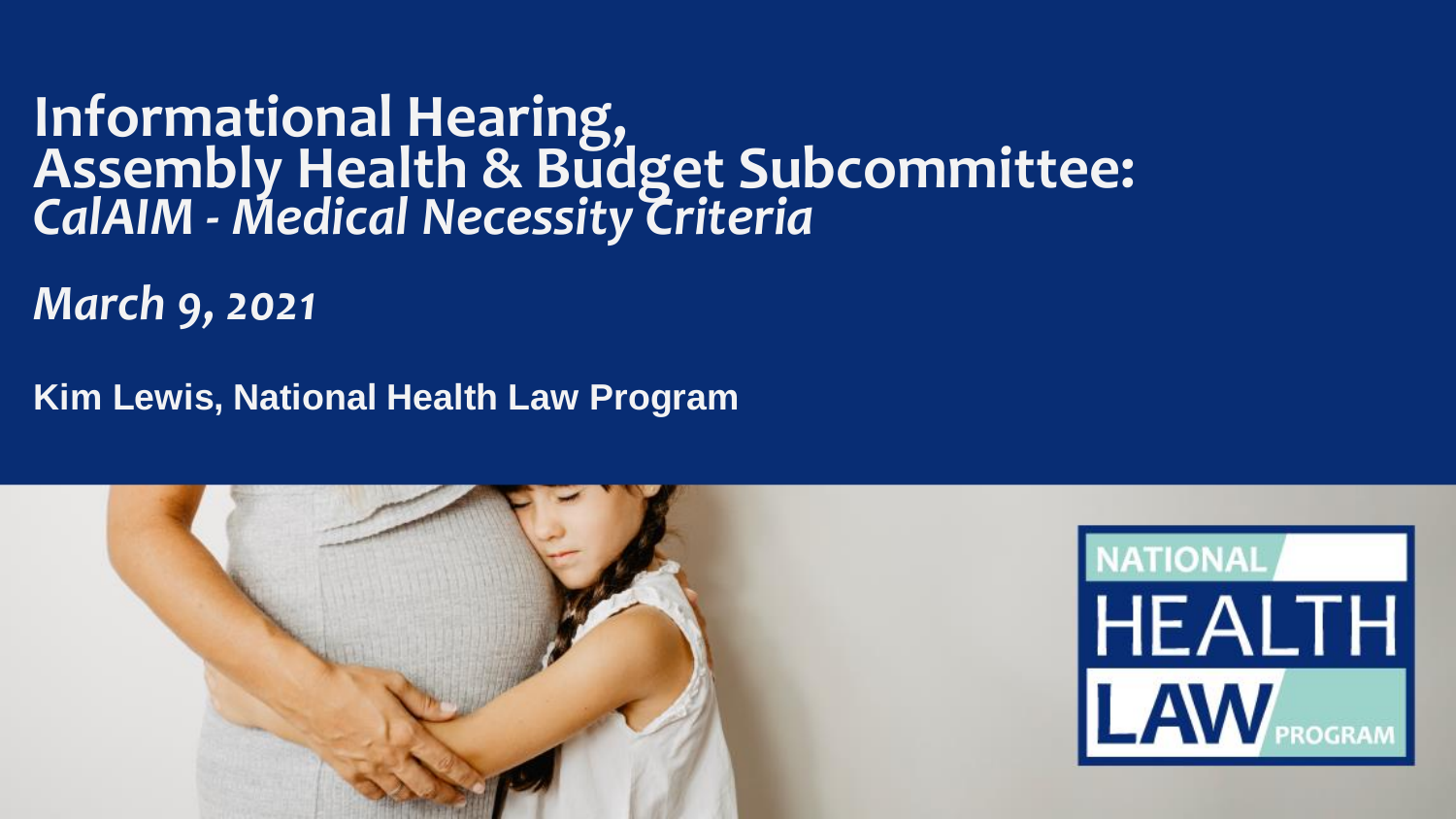# Informational Hearing, Assembly Health & Budget Subcommittee: *CalAIM - Medical Necessity Criteria*

*March 9, 2021*

**Kim Lewis, National Health Law Program**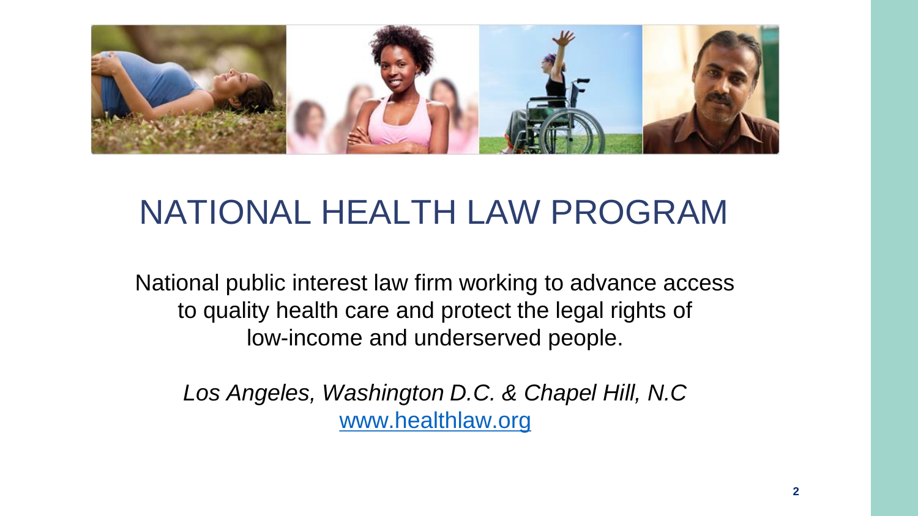# NATIONAL HEALTH LAW PROGRAM

National public interest law firm working to advance access to quality health care and protect the legal rights of low-income and underserved people.

*Los Angeles, Washington D.C. & Chapel Hill, N.C*
www.healthlaw.org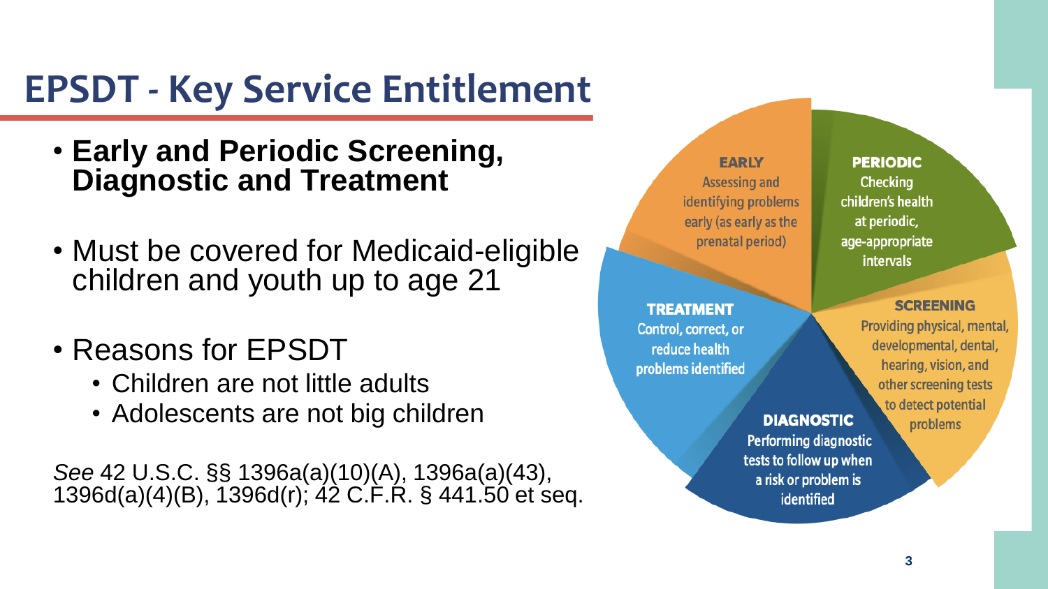# EPSDT - Key Service Entitlement

- **Early and Periodic Screening, Diagnostic and Treatment**
- Must be covered for Medicaid-eligible children and youth up to age 21
- Reasons for EPSDT
  - Children are not little adults
  - Adolescents are not big children

*See* 42 U.S.C. §§ 1396a(a)(10)(A), 1396a(a)(43), 1396d(a)(4)(B), 1396d(r); 42 C.F.R. § 441.50 et seq.

**EARLY**
Assessing and identifying problems early (as early as the prenatal period)

**PERIODIC**
Checking children's health at periodic, age-appropriate intervals

**SCREENING**
Providing physical, mental, developmental, dental, hearing, vision, and other screening tests to detect potential problems

**DIAGNOSTIC**
Performing diagnostic tests to follow up when a risk or problem is identified

**TREATMENT**
Control, correct, or reduce health problems identified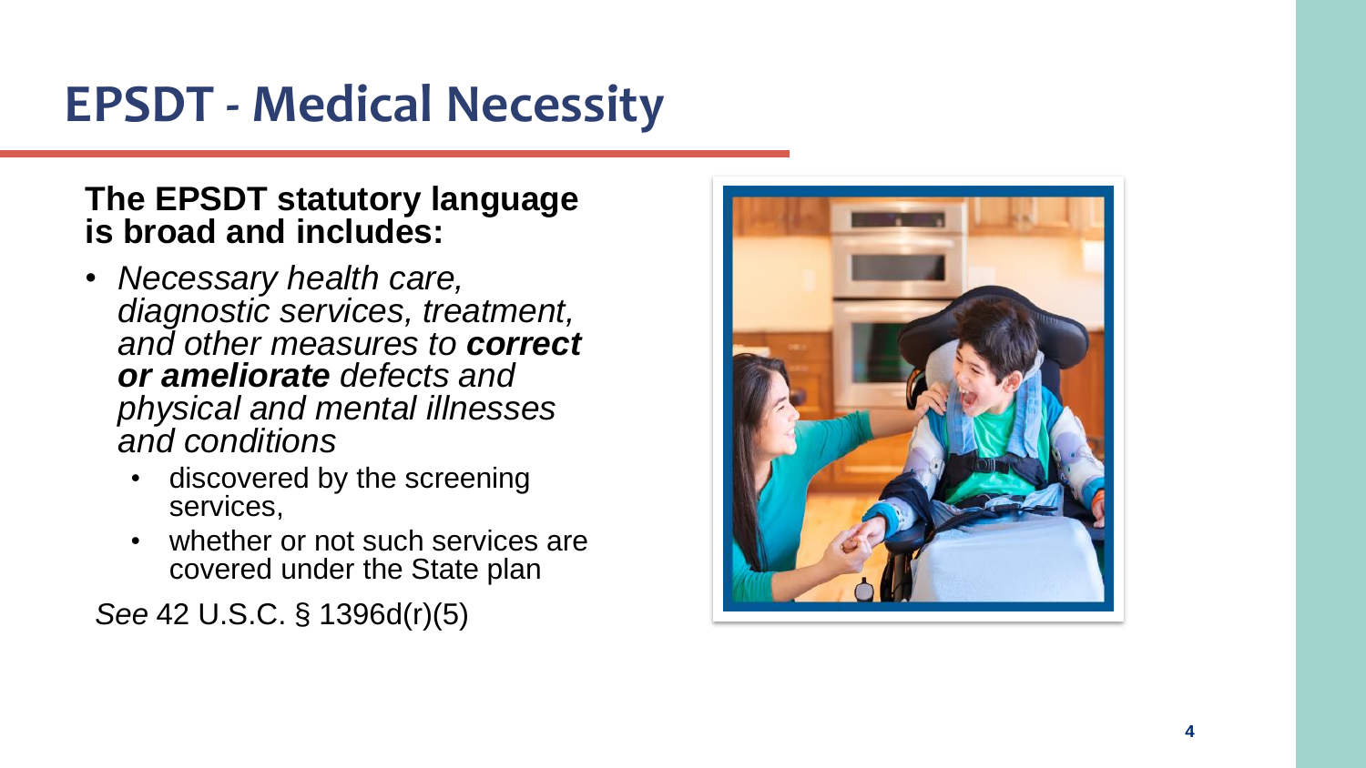# EPSDT - Medical Necessity

**The EPSDT statutory language is broad and includes:**

- *Necessary health care, diagnostic services, treatment, and other measures to* ***correct or ameliorate*** *defects and physical and mental illnesses and conditions*
  - discovered by the screening services,
  - whether or not such services are covered under the State plan

*See* 42 U.S.C. § 1396d(r)(5)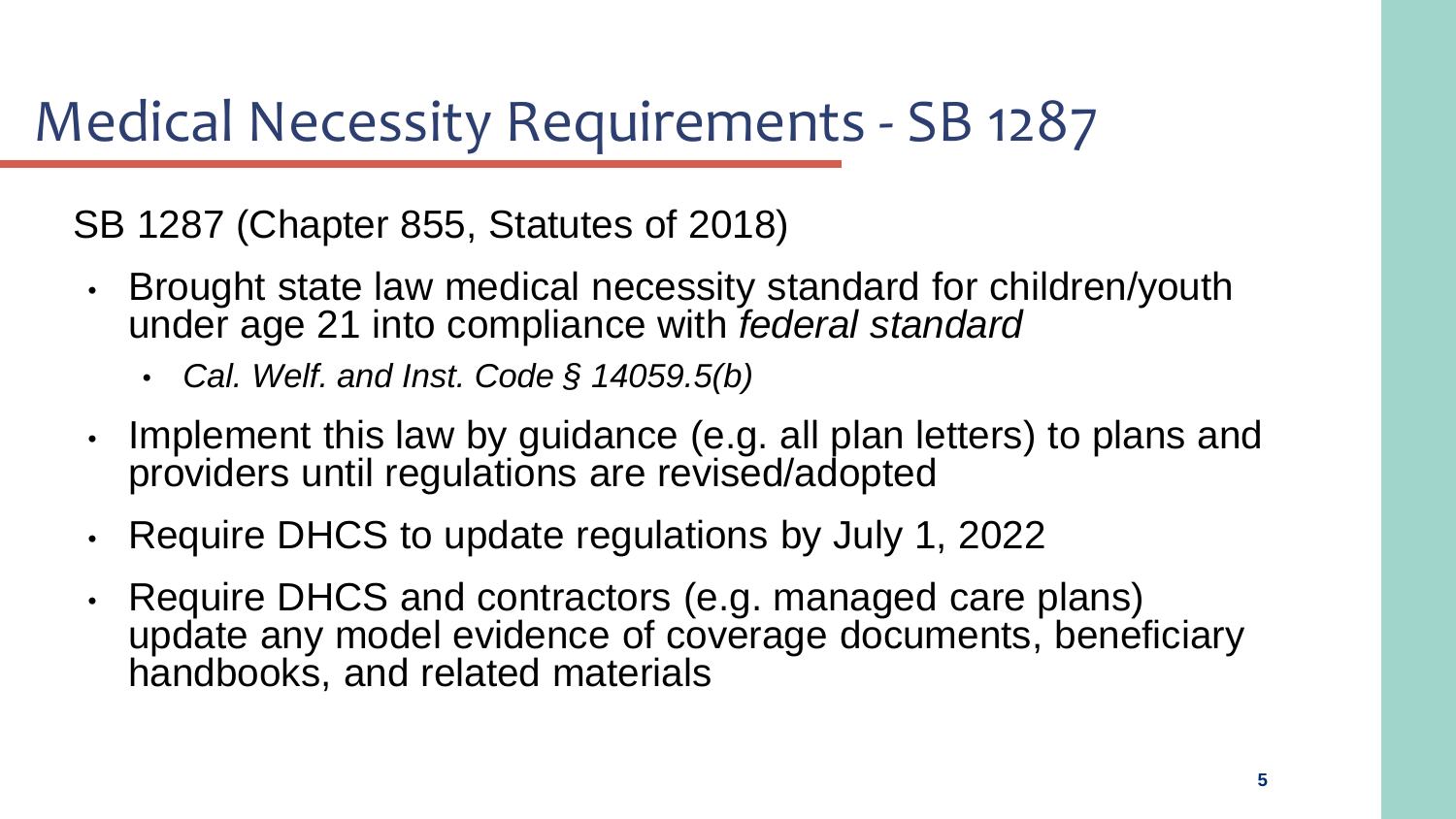# Medical Necessity Requirements - SB 1287

SB 1287 (Chapter 855, Statutes of 2018)

- Brought state law medical necessity standard for children/youth under age 21 into compliance with *federal standard*
  - *Cal. Welf. and Inst. Code § 14059.5(b)*
- Implement this law by guidance (e.g. all plan letters) to plans and providers until regulations are revised/adopted
- Require DHCS to update regulations by July 1, 2022
- Require DHCS and contractors (e.g. managed care plans) update any model evidence of coverage documents, beneficiary handbooks, and related materials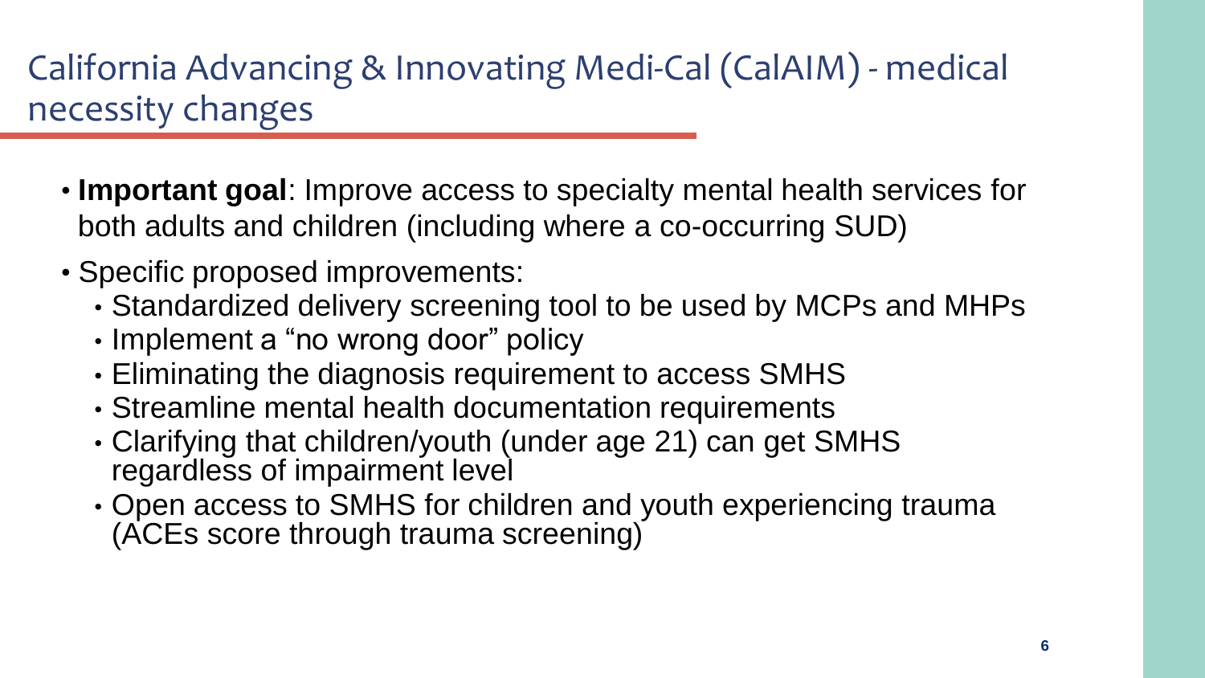# California Advancing & Innovating Medi-Cal (CalAIM) - medical necessity changes

- **Important goal**: Improve access to specialty mental health services for both adults and children (including where a co-occurring SUD)
- Specific proposed improvements:
  - Standardized delivery screening tool to be used by MCPs and MHPs
  - Implement a "no wrong door" policy
  - Eliminating the diagnosis requirement to access SMHS
  - Streamline mental health documentation requirements
  - Clarifying that children/youth (under age 21) can get SMHS regardless of impairment level
  - Open access to SMHS for children and youth experiencing trauma (ACEs score through trauma screening)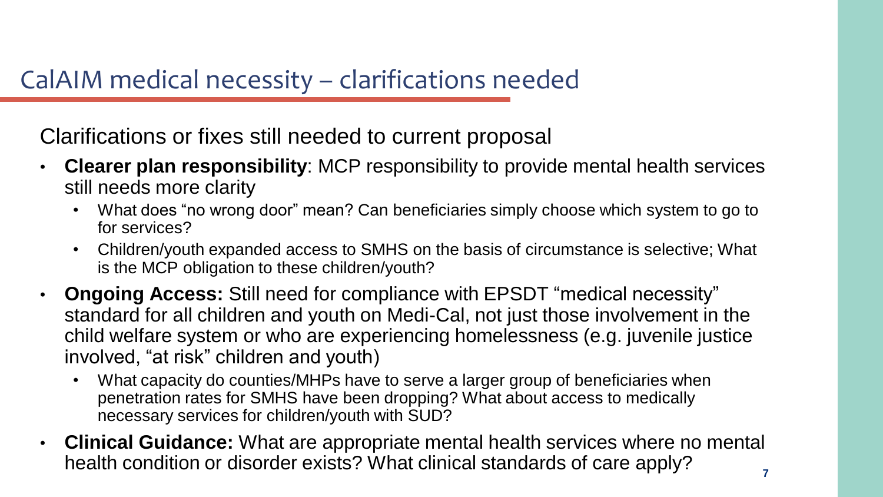# CalAIM medical necessity – clarifications needed

Clarifications or fixes still needed to current proposal

- **Clearer plan responsibility**: MCP responsibility to provide mental health services still needs more clarity
  - What does "no wrong door" mean? Can beneficiaries simply choose which system to go to for services?
  - Children/youth expanded access to SMHS on the basis of circumstance is selective; What is the MCP obligation to these children/youth?
- **Ongoing Access:** Still need for compliance with EPSDT "medical necessity" standard for all children and youth on Medi-Cal, not just those involvement in the child welfare system or who are experiencing homelessness (e.g. juvenile justice involved, "at risk" children and youth)
  - What capacity do counties/MHPs have to serve a larger group of beneficiaries when penetration rates for SMHS have been dropping? What about access to medically necessary services for children/youth with SUD?
- **Clinical Guidance:** What are appropriate mental health services where no mental health condition or disorder exists? What clinical standards of care apply?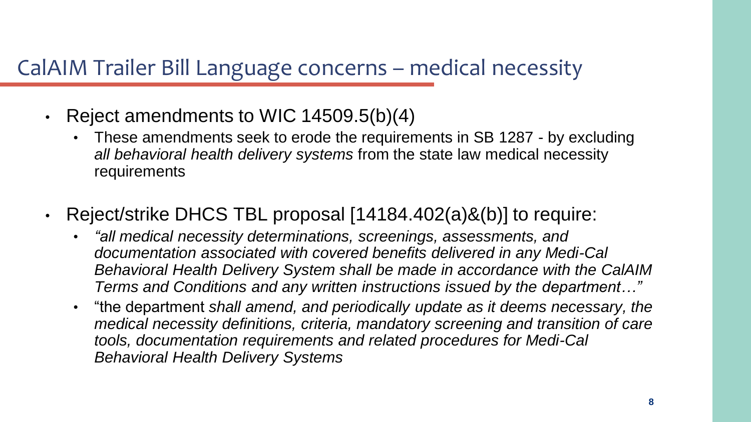# CalAIM Trailer Bill Language concerns – medical necessity

- Reject amendments to WIC 14509.5(b)(4)
  - These amendments seek to erode the requirements in SB 1287 - by excluding *all behavioral health delivery systems* from the state law medical necessity requirements
- Reject/strike DHCS TBL proposal [14184.402(a)&(b)] to require:
  - *"all medical necessity determinations, screenings, assessments, and documentation associated with covered benefits delivered in any Medi-Cal Behavioral Health Delivery System shall be made in accordance with the CalAIM Terms and Conditions and any written instructions issued by the department…"*
  - "the department *shall amend, and periodically update as it deems necessary, the medical necessity definitions, criteria, mandatory screening and transition of care tools, documentation requirements and related procedures for Medi-Cal Behavioral Health Delivery Systems*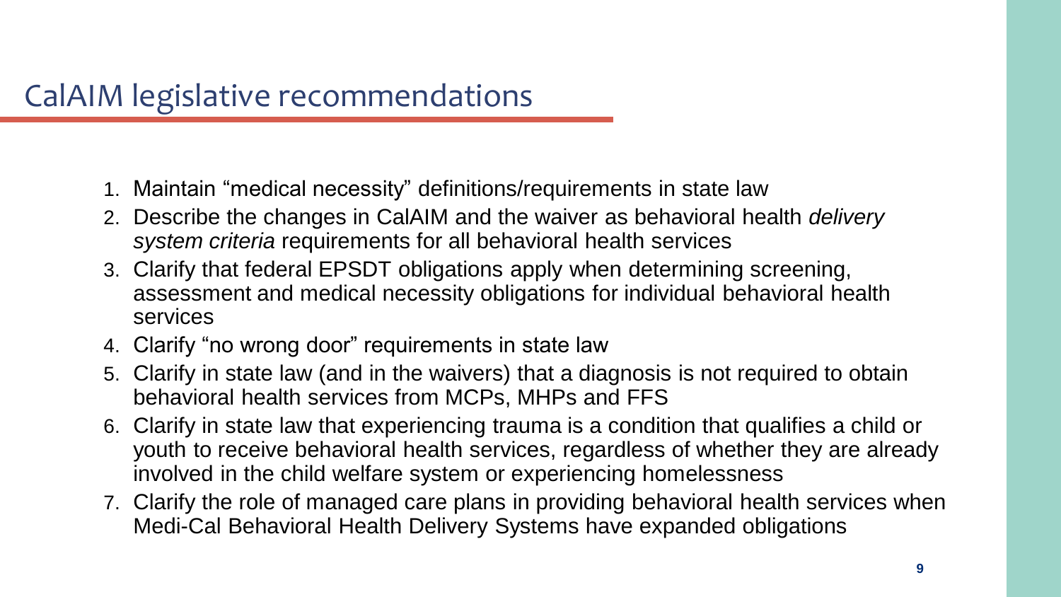# CalAIM legislative recommendations

1. Maintain "medical necessity" definitions/requirements in state law
2. Describe the changes in CalAIM and the waiver as behavioral health *delivery system criteria* requirements for all behavioral health services
3. Clarify that federal EPSDT obligations apply when determining screening, assessment and medical necessity obligations for individual behavioral health services
4. Clarify "no wrong door" requirements in state law
5. Clarify in state law (and in the waivers) that a diagnosis is not required to obtain behavioral health services from MCPs, MHPs and FFS
6. Clarify in state law that experiencing trauma is a condition that qualifies a child or youth to receive behavioral health services, regardless of whether they are already involved in the child welfare system or experiencing homelessness
7. Clarify the role of managed care plans in providing behavioral health services when Medi-Cal Behavioral Health Delivery Systems have expanded obligations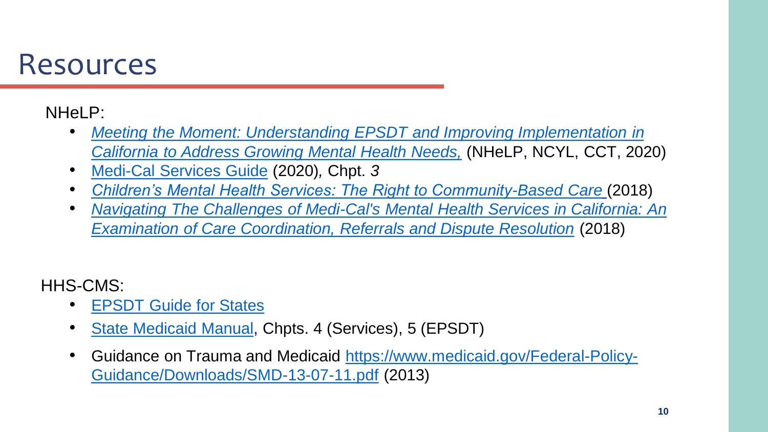# Resources

NHeLP:

- *Meeting the Moment: Understanding EPSDT and Improving Implementation in California to Address Growing Mental Health Needs,* (NHeLP, NCYL, CCT, 2020)
- Medi-Cal Services Guide (2020)*,* Chpt. *3*
- *Children's Mental Health Services: The Right to Community-Based Care* (2018)
- *Navigating The Challenges of Medi-Cal's Mental Health Services in California: An Examination of Care Coordination, Referrals and Dispute Resolution* (2018)

HHS-CMS:

- EPSDT Guide for States
- State Medicaid Manual, Chpts. 4 (Services), 5 (EPSDT)
- Guidance on Trauma and Medicaid https://www.medicaid.gov/Federal-Policy-Guidance/Downloads/SMD-13-07-11.pdf (2013)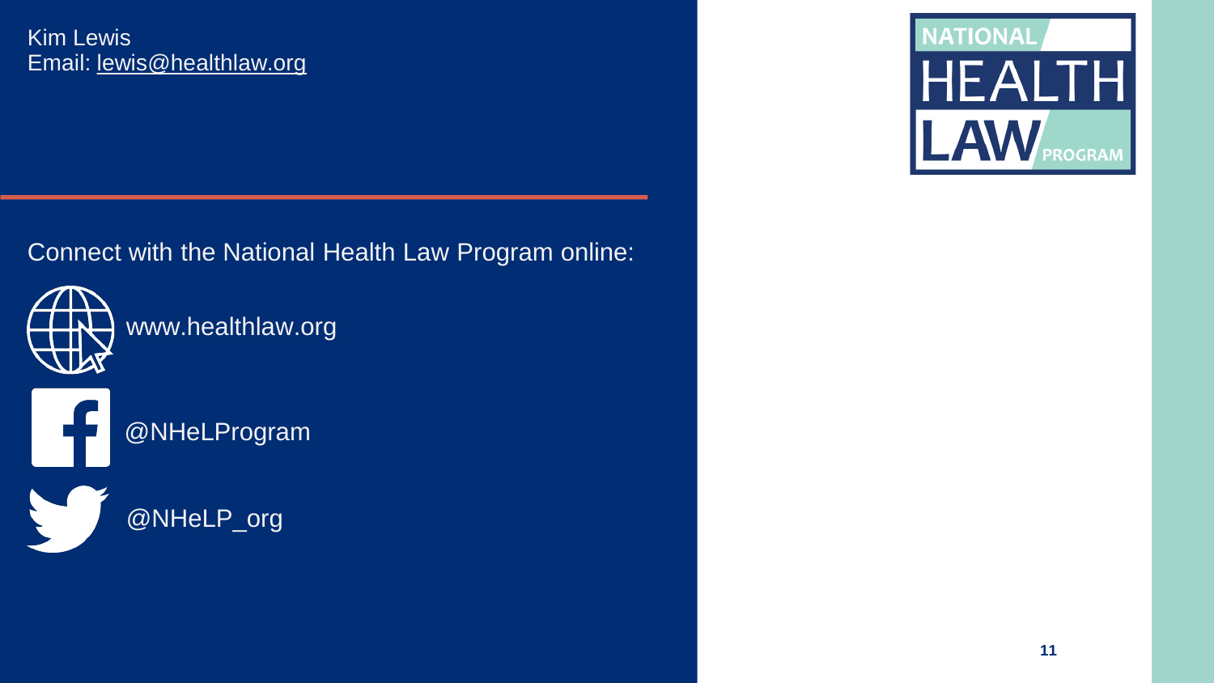Kim Lewis
Email: lewis@healthlaw.org

Connect with the National Health Law Program online:

www.healthlaw.org

@NHeLProgram

@NHeLP_org

NATIONAL HEALTH LAW PROGRAM